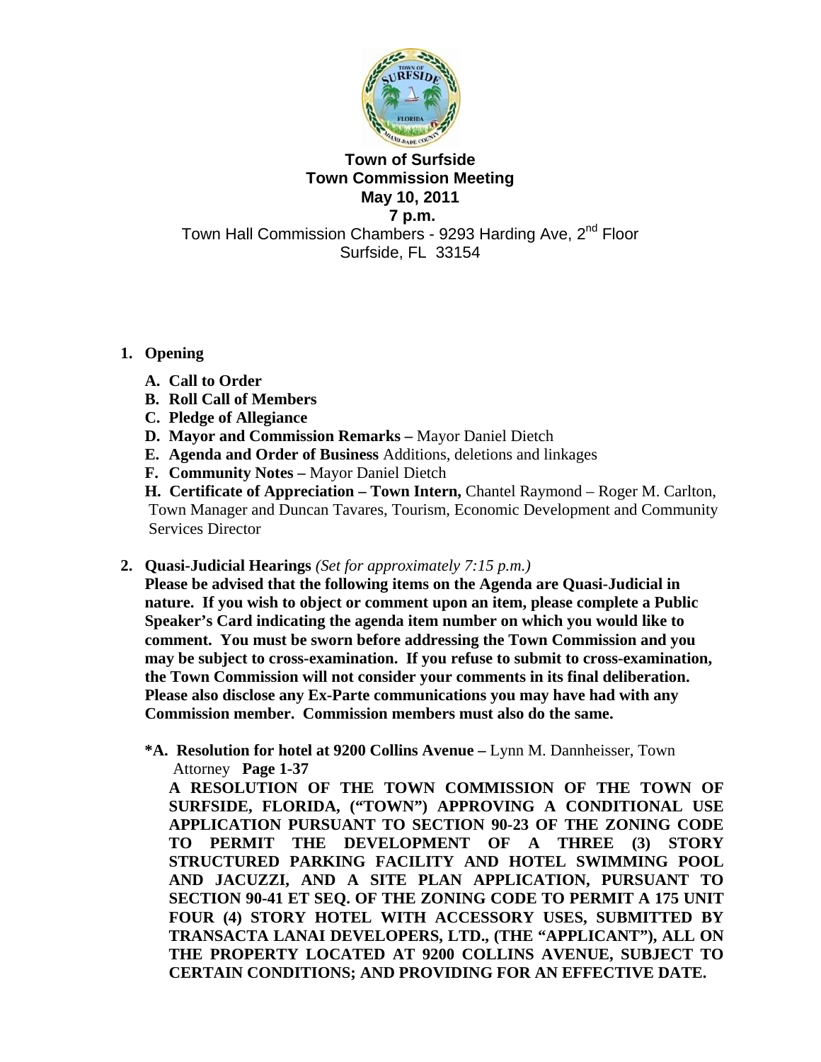# Town of Surfside
## Town Commission Meeting
## May 10, 2011
## 7 p.m.

Town Hall Commission Chambers - 9293 Harding Ave, 2nd Floor
Surfside, FL 33154

1. **Opening**
   - **A. Call to Order**
   - **B. Roll Call of Members**
   - **C. Pledge of Allegiance**
   - **D. Mayor and Commission Remarks –** Mayor Daniel Dietch
   - **E. Agenda and Order of Business** Additions, deletions and linkages
   - **F. Community Notes –** Mayor Daniel Dietch
   - **H. Certificate of Appreciation – Town Intern,** Chantel Raymond – Roger M. Carlton, Town Manager and Duncan Tavares, Tourism, Economic Development and Community Services Director

2. **Quasi-Judicial Hearings** *(Set for approximately 7:15 p.m.)*

   **Please be advised that the following items on the Agenda are Quasi-Judicial in nature. If you wish to object or comment upon an item, please complete a Public Speaker's Card indicating the agenda item number on which you would like to comment. You must be sworn before addressing the Town Commission and you may be subject to cross-examination. If you refuse to submit to cross-examination, the Town Commission will not consider your comments in its final deliberation. Please also disclose any Ex-Parte communications you may have had with any Commission member. Commission members must also do the same.**

   **\*A. Resolution for hotel at 9200 Collins Avenue –** Lynn M. Dannheisser, Town Attorney **Page 1-37**

   **A RESOLUTION OF THE TOWN COMMISSION OF THE TOWN OF SURFSIDE, FLORIDA, ("TOWN") APPROVING A CONDITIONAL USE APPLICATION PURSUANT TO SECTION 90-23 OF THE ZONING CODE TO PERMIT THE DEVELOPMENT OF A THREE (3) STORY STRUCTURED PARKING FACILITY AND HOTEL SWIMMING POOL AND JACUZZI, AND A SITE PLAN APPLICATION, PURSUANT TO SECTION 90-41 ET SEQ. OF THE ZONING CODE TO PERMIT A 175 UNIT FOUR (4) STORY HOTEL WITH ACCESSORY USES, SUBMITTED BY TRANSACTA LANAI DEVELOPERS, LTD., (THE "APPLICANT"), ALL ON THE PROPERTY LOCATED AT 9200 COLLINS AVENUE, SUBJECT TO CERTAIN CONDITIONS; AND PROVIDING FOR AN EFFECTIVE DATE.**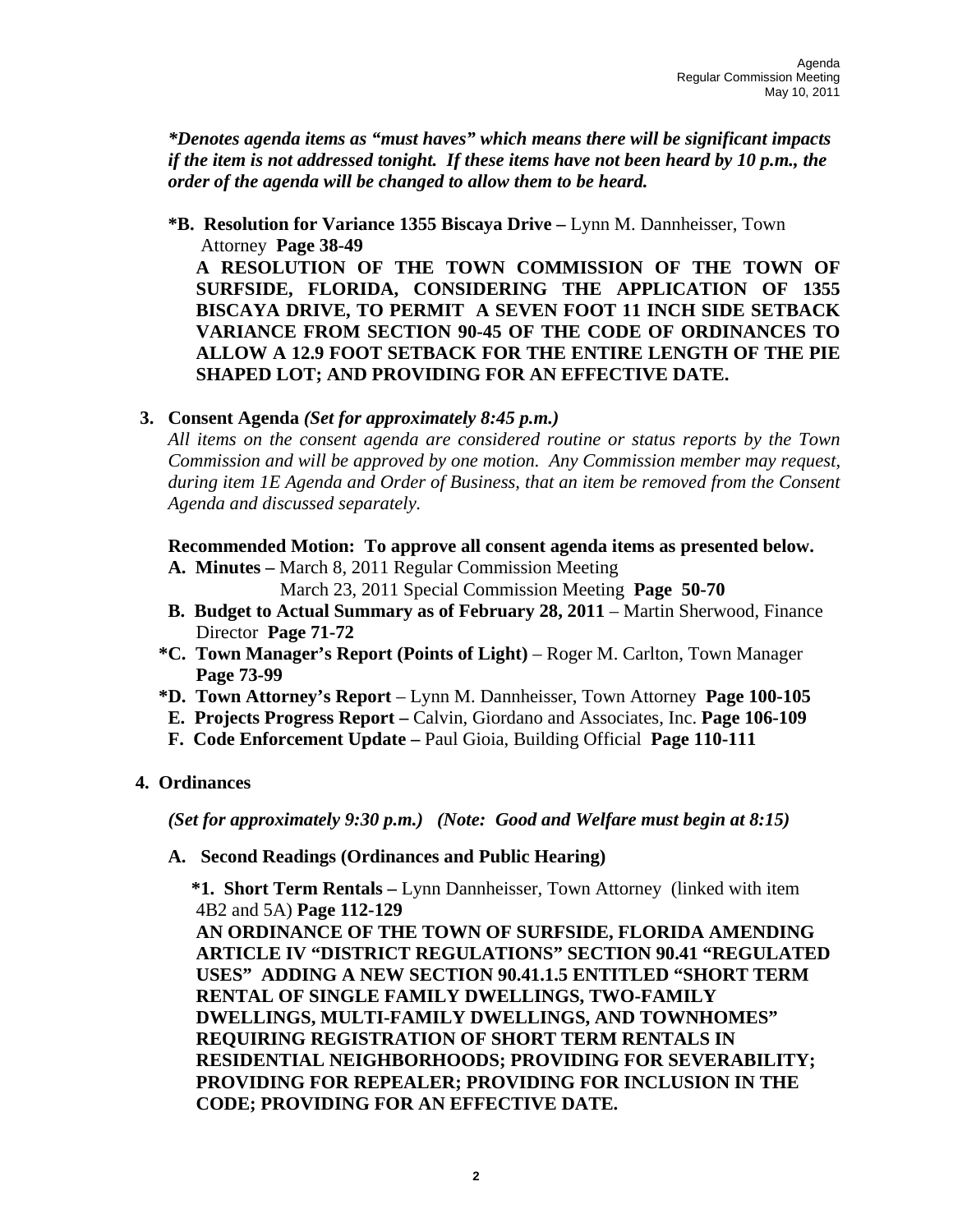***Denotes agenda items as "must haves" which means there will be significant impacts if the item is not addressed tonight. If these items have not been heard by 10 p.m., the order of the agenda will be changed to allow them to be heard.***

**\*B. Resolution for Variance 1355 Biscaya Drive –** Lynn M. Dannheisser, Town Attorney **Page 38-49**

**A RESOLUTION OF THE TOWN COMMISSION OF THE TOWN OF SURFSIDE, FLORIDA, CONSIDERING THE APPLICATION OF 1355 BISCAYA DRIVE, TO PERMIT A SEVEN FOOT 11 INCH SIDE SETBACK VARIANCE FROM SECTION 90-45 OF THE CODE OF ORDINANCES TO ALLOW A 12.9 FOOT SETBACK FOR THE ENTIRE LENGTH OF THE PIE SHAPED LOT; AND PROVIDING FOR AN EFFECTIVE DATE.**

**3. Consent Agenda** ***(Set for approximately 8:45 p.m.)***

*All items on the consent agenda are considered routine or status reports by the Town Commission and will be approved by one motion. Any Commission member may request, during item 1E Agenda and Order of Business, that an item be removed from the Consent Agenda and discussed separately.*

**Recommended Motion: To approve all consent agenda items as presented below.**

**A. Minutes –** March 8, 2011 Regular Commission Meeting
March 23, 2011 Special Commission Meeting **Page 50-70**

**B. Budget to Actual Summary as of February 28, 2011** – Martin Sherwood, Finance Director **Page 71-72**

**\*C. Town Manager's Report (Points of Light)** – Roger M. Carlton, Town Manager **Page 73-99**

**\*D. Town Attorney's Report** – Lynn M. Dannheisser, Town Attorney **Page 100-105**

**E. Projects Progress Report –** Calvin, Giordano and Associates, Inc. **Page 106-109**

**F. Code Enforcement Update –** Paul Gioia, Building Official **Page 110-111**

**4. Ordinances**

***(Set for approximately 9:30 p.m.) (Note: Good and Welfare must begin at 8:15)***

**A. Second Readings (Ordinances and Public Hearing)**

**\*1. Short Term Rentals –** Lynn Dannheisser, Town Attorney (linked with item 4B2 and 5A) **Page 112-129**

**AN ORDINANCE OF THE TOWN OF SURFSIDE, FLORIDA AMENDING ARTICLE IV "DISTRICT REGULATIONS" SECTION 90.41 "REGULATED USES" ADDING A NEW SECTION 90.41.1.5 ENTITLED "SHORT TERM RENTAL OF SINGLE FAMILY DWELLINGS, TWO-FAMILY DWELLINGS, MULTI-FAMILY DWELLINGS, AND TOWNHOMES" REQUIRING REGISTRATION OF SHORT TERM RENTALS IN RESIDENTIAL NEIGHBORHOODS; PROVIDING FOR SEVERABILITY; PROVIDING FOR REPEALER; PROVIDING FOR INCLUSION IN THE CODE; PROVIDING FOR AN EFFECTIVE DATE.**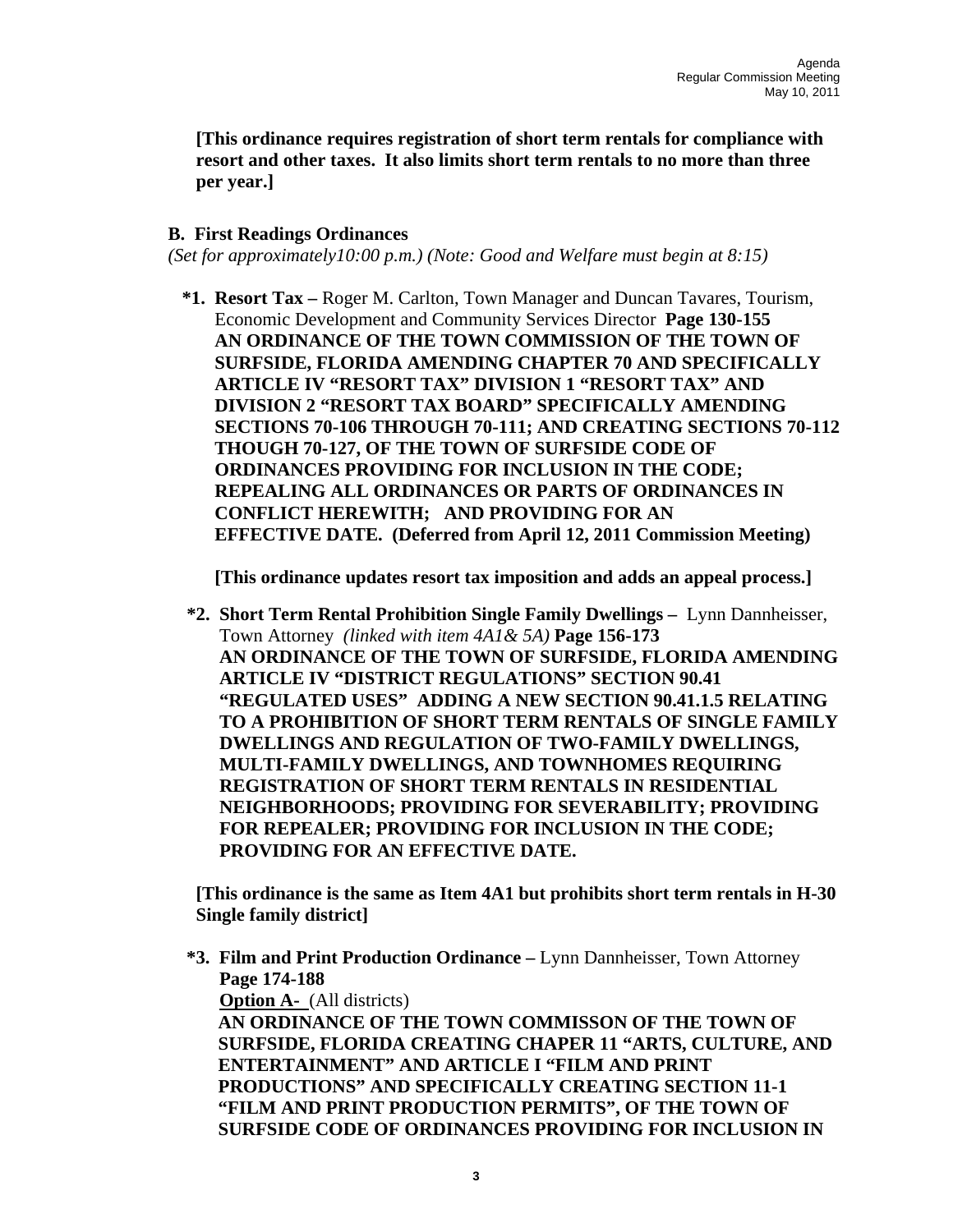**[This ordinance requires registration of short term rentals for compliance with resort and other taxes. It also limits short term rentals to no more than three per year.]**

**B. First Readings Ordinances**

*(Set for approximately10:00 p.m.) (Note: Good and Welfare must begin at 8:15)*

***1. Resort Tax –** Roger M. Carlton, Town Manager and Duncan Tavares, Tourism, Economic Development and Community Services Director **Page 130-155**
**AN ORDINANCE OF THE TOWN COMMISSION OF THE TOWN OF SURFSIDE, FLORIDA AMENDING CHAPTER 70 AND SPECIFICALLY ARTICLE IV "RESORT TAX" DIVISION 1 "RESORT TAX" AND DIVISION 2 "RESORT TAX BOARD" SPECIFICALLY AMENDING SECTIONS 70-106 THROUGH 70-111; AND CREATING SECTIONS 70-112 THOUGH 70-127, OF THE TOWN OF SURFSIDE CODE OF ORDINANCES PROVIDING FOR INCLUSION IN THE CODE; REPEALING ALL ORDINANCES OR PARTS OF ORDINANCES IN CONFLICT HEREWITH; AND PROVIDING FOR AN EFFECTIVE DATE. (Deferred from April 12, 2011 Commission Meeting)**

**[This ordinance updates resort tax imposition and adds an appeal process.]**

***2. Short Term Rental Prohibition Single Family Dwellings –** Lynn Dannheisser, Town Attorney *(linked with item 4A1& 5A)* **Page 156-173**
**AN ORDINANCE OF THE TOWN OF SURFSIDE, FLORIDA AMENDING ARTICLE IV "DISTRICT REGULATIONS" SECTION 90.41 "REGULATED USES" ADDING A NEW SECTION 90.41.1.5 RELATING TO A PROHIBITION OF SHORT TERM RENTALS OF SINGLE FAMILY DWELLINGS AND REGULATION OF TWO-FAMILY DWELLINGS, MULTI-FAMILY DWELLINGS, AND TOWNHOMES REQUIRING REGISTRATION OF SHORT TERM RENTALS IN RESIDENTIAL NEIGHBORHOODS; PROVIDING FOR SEVERABILITY; PROVIDING FOR REPEALER; PROVIDING FOR INCLUSION IN THE CODE; PROVIDING FOR AN EFFECTIVE DATE.**

**[This ordinance is the same as Item 4A1 but prohibits short term rentals in H-30 Single family district]**

***3. Film and Print Production Ordinance –** Lynn Dannheisser, Town Attorney **Page 174-188**
**Option A-** (All districts)
**AN ORDINANCE OF THE TOWN COMMISSON OF THE TOWN OF SURFSIDE, FLORIDA CREATING CHAPER 11 "ARTS, CULTURE, AND ENTERTAINMENT" AND ARTICLE I "FILM AND PRINT PRODUCTIONS" AND SPECIFICALLY CREATING SECTION 11-1 "FILM AND PRINT PRODUCTION PERMITS", OF THE TOWN OF SURFSIDE CODE OF ORDINANCES PROVIDING FOR INCLUSION IN**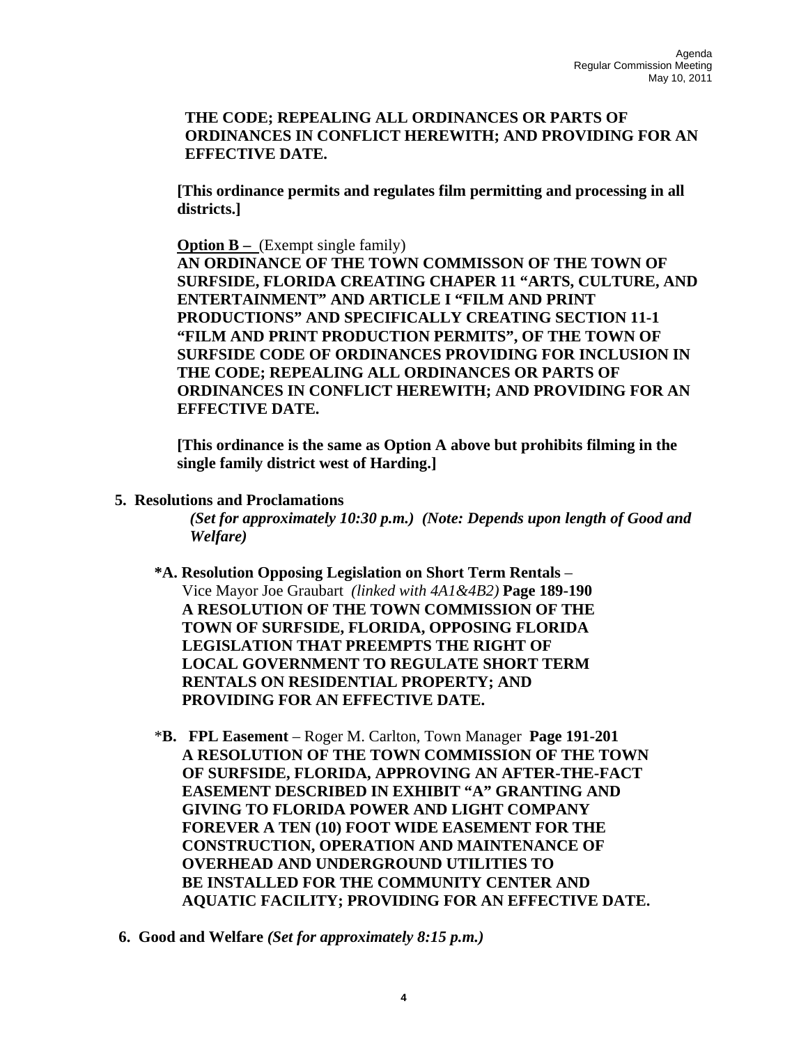**THE CODE; REPEALING ALL ORDINANCES OR PARTS OF ORDINANCES IN CONFLICT HEREWITH; AND PROVIDING FOR AN EFFECTIVE DATE.**

**[This ordinance permits and regulates film permitting and processing in all districts.]**

**Option B –** (Exempt single family)
**AN ORDINANCE OF THE TOWN COMMISSON OF THE TOWN OF SURFSIDE, FLORIDA CREATING CHAPER 11 "ARTS, CULTURE, AND ENTERTAINMENT" AND ARTICLE I "FILM AND PRINT PRODUCTIONS" AND SPECIFICALLY CREATING SECTION 11-1 "FILM AND PRINT PRODUCTION PERMITS", OF THE TOWN OF SURFSIDE CODE OF ORDINANCES PROVIDING FOR INCLUSION IN THE CODE; REPEALING ALL ORDINANCES OR PARTS OF ORDINANCES IN CONFLICT HEREWITH; AND PROVIDING FOR AN EFFECTIVE DATE.**

**[This ordinance is the same as Option A above but prohibits filming in the single family district west of Harding.]**

**5. Resolutions and Proclamations**
***(Set for approximately 10:30 p.m.) (Note: Depends upon length of Good and Welfare)***

**\*A. Resolution Opposing Legislation on Short Term Rentals** – Vice Mayor Joe Graubart *(linked with 4A1&4B2)* **Page 189-190**
**A RESOLUTION OF THE TOWN COMMISSION OF THE TOWN OF SURFSIDE, FLORIDA, OPPOSING FLORIDA LEGISLATION THAT PREEMPTS THE RIGHT OF LOCAL GOVERNMENT TO REGULATE SHORT TERM RENTALS ON RESIDENTIAL PROPERTY; AND PROVIDING FOR AN EFFECTIVE DATE.**

\***B. FPL Easement** – Roger M. Carlton, Town Manager **Page 191-201**
**A RESOLUTION OF THE TOWN COMMISSION OF THE TOWN OF SURFSIDE, FLORIDA, APPROVING AN AFTER-THE-FACT EASEMENT DESCRIBED IN EXHIBIT "A" GRANTING AND GIVING TO FLORIDA POWER AND LIGHT COMPANY FOREVER A TEN (10) FOOT WIDE EASEMENT FOR THE CONSTRUCTION, OPERATION AND MAINTENANCE OF OVERHEAD AND UNDERGROUND UTILITIES TO BE INSTALLED FOR THE COMMUNITY CENTER AND AQUATIC FACILITY; PROVIDING FOR AN EFFECTIVE DATE.**

**6. Good and Welfare** ***(Set for approximately 8:15 p.m.)***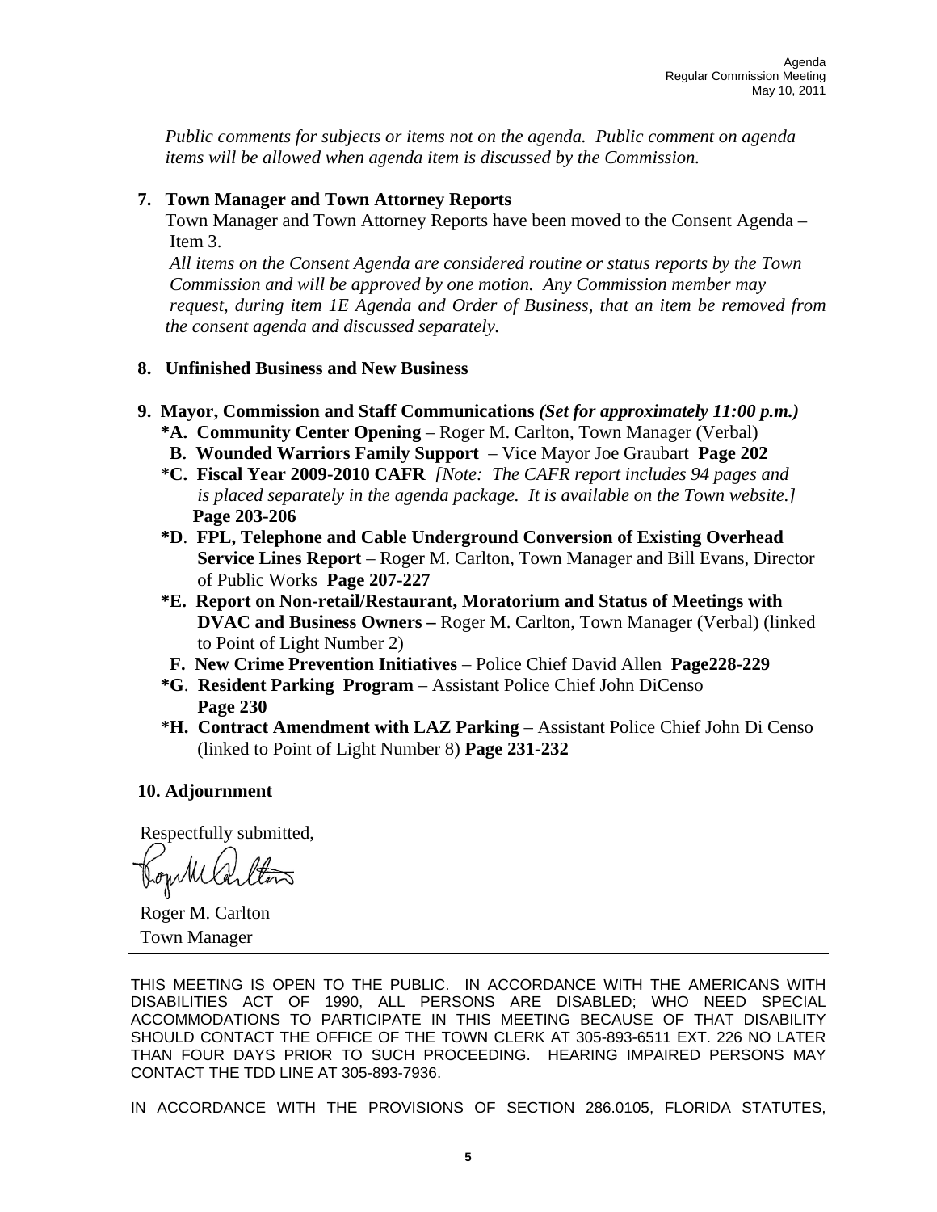*Public comments for subjects or items not on the agenda. Public comment on agenda items will be allowed when agenda item is discussed by the Commission.*

**7. Town Manager and Town Attorney Reports**

Town Manager and Town Attorney Reports have been moved to the Consent Agenda – Item 3.

*All items on the Consent Agenda are considered routine or status reports by the Town Commission and will be approved by one motion. Any Commission member may request, during item 1E Agenda and Order of Business, that an item be removed from the consent agenda and discussed separately.*

**8. Unfinished Business and New Business**

**9. Mayor, Commission and Staff Communications** ***(Set for approximately 11:00 p.m.)***

- **\*A. Community Center Opening** – Roger M. Carlton, Town Manager (Verbal)
- **B. Wounded Warriors Family Support** – Vice Mayor Joe Graubart **Page 202**
- \***C. Fiscal Year 2009-2010 CAFR** *[Note: The CAFR report includes 94 pages and is placed separately in the agenda package. It is available on the Town website.]* **Page 203-206**
- **\*D. FPL, Telephone and Cable Underground Conversion of Existing Overhead Service Lines Report** – Roger M. Carlton, Town Manager and Bill Evans, Director of Public Works **Page 207-227**
- **\*E. Report on Non-retail/Restaurant, Moratorium and Status of Meetings with DVAC and Business Owners –** Roger M. Carlton, Town Manager (Verbal) (linked to Point of Light Number 2)
- **F. New Crime Prevention Initiatives** – Police Chief David Allen **Page228-229**
- **\*G. Resident Parking Program** – Assistant Police Chief John DiCenso **Page 230**
- \***H. Contract Amendment with LAZ Parking** – Assistant Police Chief John Di Censo (linked to Point of Light Number 8) **Page 231-232**

**10. Adjournment**

Respectfully submitted,

Roger M. Carlton
Town Manager

---

THIS MEETING IS OPEN TO THE PUBLIC. IN ACCORDANCE WITH THE AMERICANS WITH DISABILITIES ACT OF 1990, ALL PERSONS ARE DISABLED; WHO NEED SPECIAL ACCOMMODATIONS TO PARTICIPATE IN THIS MEETING BECAUSE OF THAT DISABILITY SHOULD CONTACT THE OFFICE OF THE TOWN CLERK AT 305-893-6511 EXT. 226 NO LATER THAN FOUR DAYS PRIOR TO SUCH PROCEEDING. HEARING IMPAIRED PERSONS MAY CONTACT THE TDD LINE AT 305-893-7936.

IN ACCORDANCE WITH THE PROVISIONS OF SECTION 286.0105, FLORIDA STATUTES,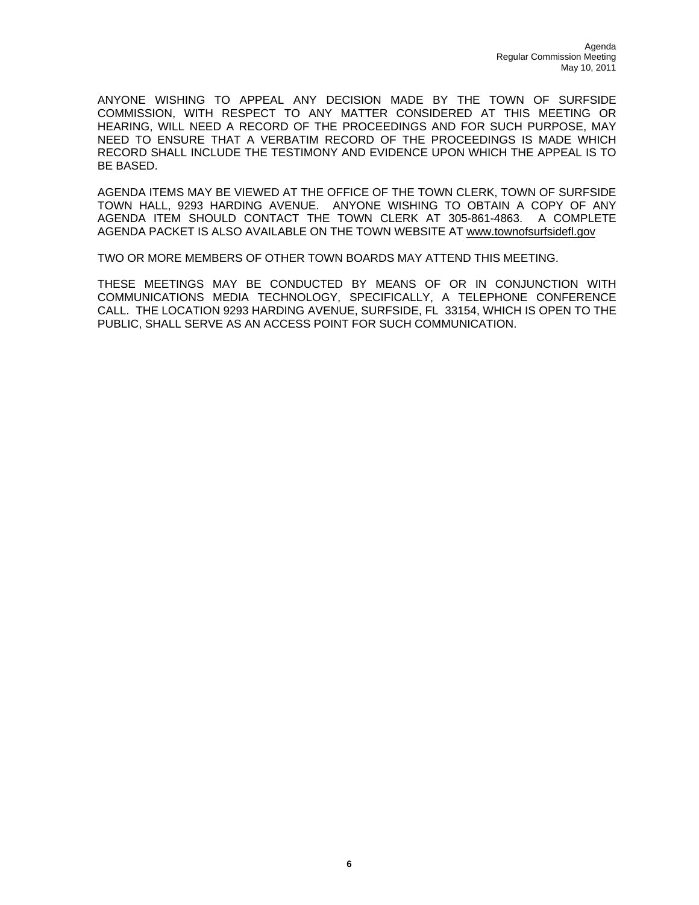ANYONE WISHING TO APPEAL ANY DECISION MADE BY THE TOWN OF SURFSIDE COMMISSION, WITH RESPECT TO ANY MATTER CONSIDERED AT THIS MEETING OR HEARING, WILL NEED A RECORD OF THE PROCEEDINGS AND FOR SUCH PURPOSE, MAY NEED TO ENSURE THAT A VERBATIM RECORD OF THE PROCEEDINGS IS MADE WHICH RECORD SHALL INCLUDE THE TESTIMONY AND EVIDENCE UPON WHICH THE APPEAL IS TO BE BASED.

AGENDA ITEMS MAY BE VIEWED AT THE OFFICE OF THE TOWN CLERK, TOWN OF SURFSIDE TOWN HALL, 9293 HARDING AVENUE. ANYONE WISHING TO OBTAIN A COPY OF ANY AGENDA ITEM SHOULD CONTACT THE TOWN CLERK AT 305-861-4863. A COMPLETE AGENDA PACKET IS ALSO AVAILABLE ON THE TOWN WEBSITE AT www.townofsurfsidefl.gov

TWO OR MORE MEMBERS OF OTHER TOWN BOARDS MAY ATTEND THIS MEETING.

THESE MEETINGS MAY BE CONDUCTED BY MEANS OF OR IN CONJUNCTION WITH COMMUNICATIONS MEDIA TECHNOLOGY, SPECIFICALLY, A TELEPHONE CONFERENCE CALL. THE LOCATION 9293 HARDING AVENUE, SURFSIDE, FL 33154, WHICH IS OPEN TO THE PUBLIC, SHALL SERVE AS AN ACCESS POINT FOR SUCH COMMUNICATION.